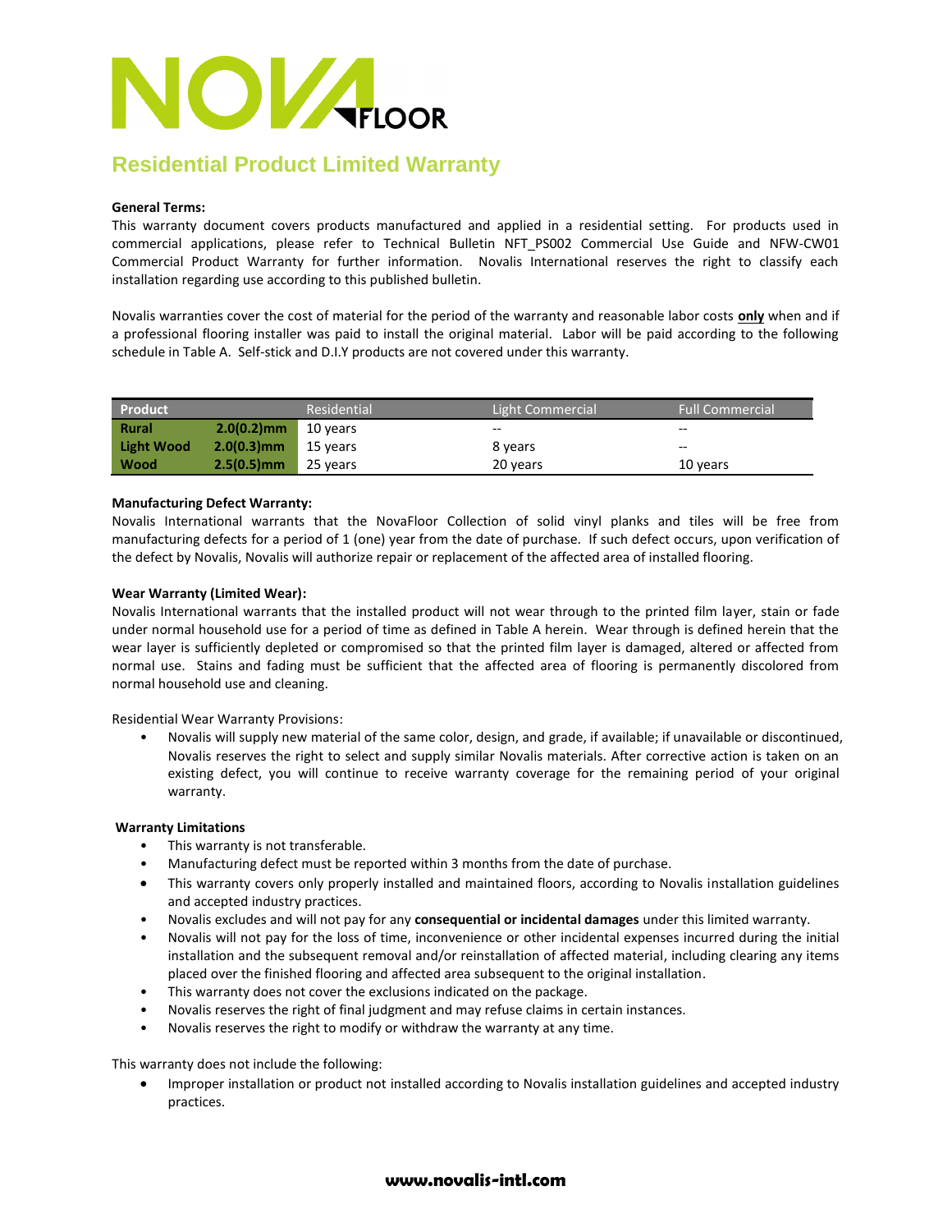# NOVA FLOOR

## Residential Product Limited Warranty

**General Terms:**

This warranty document covers products manufactured and applied in a residential setting. For products used in commercial applications, please refer to Technical Bulletin NFT_PS002 Commercial Use Guide and NFW-CW01 Commercial Product Warranty for further information. Novalis International reserves the right to classify each installation regarding use according to this published bulletin.

Novalis warranties cover the cost of material for the period of the warranty and reasonable labor costs **only** when and if a professional flooring installer was paid to install the original material. Labor will be paid according to the following schedule in Table A. Self-stick and D.I.Y products are not covered under this warranty.

| Product | | Residential | Light Commercial | Full Commercial |
|---|---|---|---|---|
| **Rural** | **2.0(0.2)mm** | 10 years | -- | -- |
| **Light Wood** | **2.0(0.3)mm** | 15 years | 8 years | -- |
| **Wood** | **2.5(0.5)mm** | 25 years | 20 years | 10 years |

**Manufacturing Defect Warranty:**

Novalis International warrants that the NovaFloor Collection of solid vinyl planks and tiles will be free from manufacturing defects for a period of 1 (one) year from the date of purchase. If such defect occurs, upon verification of the defect by Novalis, Novalis will authorize repair or replacement of the affected area of installed flooring.

**Wear Warranty (Limited Wear):**

Novalis International warrants that the installed product will not wear through to the printed film layer, stain or fade under normal household use for a period of time as defined in Table A herein. Wear through is defined herein that the wear layer is sufficiently depleted or compromised so that the printed film layer is damaged, altered or affected from normal use. Stains and fading must be sufficient that the affected area of flooring is permanently discolored from normal household use and cleaning.

Residential Wear Warranty Provisions:

- Novalis will supply new material of the same color, design, and grade, if available; if unavailable or discontinued, Novalis reserves the right to select and supply similar Novalis materials. After corrective action is taken on an existing defect, you will continue to receive warranty coverage for the remaining period of your original warranty.

**Warranty Limitations**

- This warranty is not transferable.
- Manufacturing defect must be reported within 3 months from the date of purchase.
- This warranty covers only properly installed and maintained floors, according to Novalis installation guidelines and accepted industry practices.
- Novalis excludes and will not pay for any **consequential or incidental damages** under this limited warranty.
- Novalis will not pay for the loss of time, inconvenience or other incidental expenses incurred during the initial installation and the subsequent removal and/or reinstallation of affected material, including clearing any items placed over the finished flooring and affected area subsequent to the original installation.
- This warranty does not cover the exclusions indicated on the package.
- Novalis reserves the right of final judgment and may refuse claims in certain instances.
- Novalis reserves the right to modify or withdraw the warranty at any time.

This warranty does not include the following:

- Improper installation or product not installed according to Novalis installation guidelines and accepted industry practices.

**www.novalis-intl.com**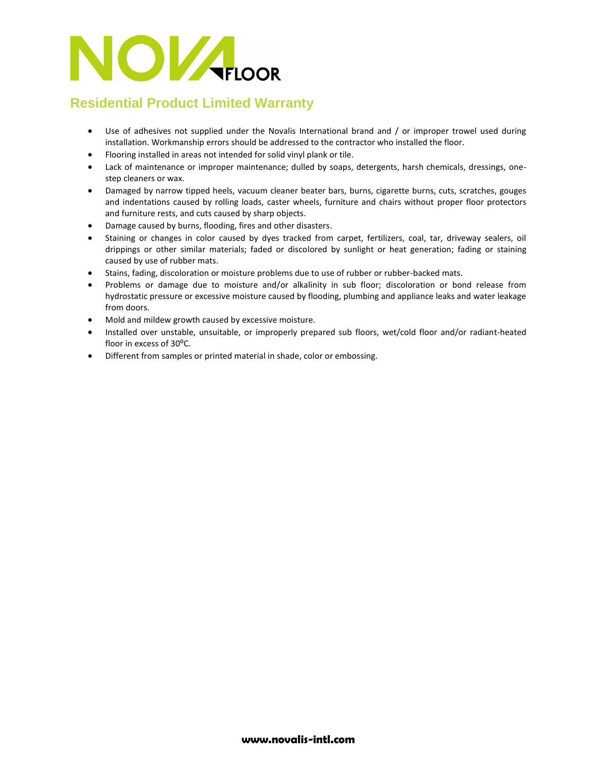# NOVA FLOOR

## Residential Product Limited Warranty

- Use of adhesives not supplied under the Novalis International brand and / or improper trowel used during installation. Workmanship errors should be addressed to the contractor who installed the floor.
- Flooring installed in areas not intended for solid vinyl plank or tile.
- Lack of maintenance or improper maintenance; dulled by soaps, detergents, harsh chemicals, dressings, one-step cleaners or wax.
- Damaged by narrow tipped heels, vacuum cleaner beater bars, burns, cigarette burns, cuts, scratches, gouges and indentations caused by rolling loads, caster wheels, furniture and chairs without proper floor protectors and furniture rests, and cuts caused by sharp objects.
- Damage caused by burns, flooding, fires and other disasters.
- Staining or changes in color caused by dyes tracked from carpet, fertilizers, coal, tar, driveway sealers, oil drippings or other similar materials; faded or discolored by sunlight or heat generation; fading or staining caused by use of rubber mats.
- Stains, fading, discoloration or moisture problems due to use of rubber or rubber-backed mats.
- Problems or damage due to moisture and/or alkalinity in sub floor; discoloration or bond release from hydrostatic pressure or excessive moisture caused by flooding, plumbing and appliance leaks and water leakage from doors.
- Mold and mildew growth caused by excessive moisture.
- Installed over unstable, unsuitable, or improperly prepared sub floors, wet/cold floor and/or radiant-heated floor in excess of 30ºC.
- Different from samples or printed material in shade, color or embossing.

**www.novalis-intl.com**